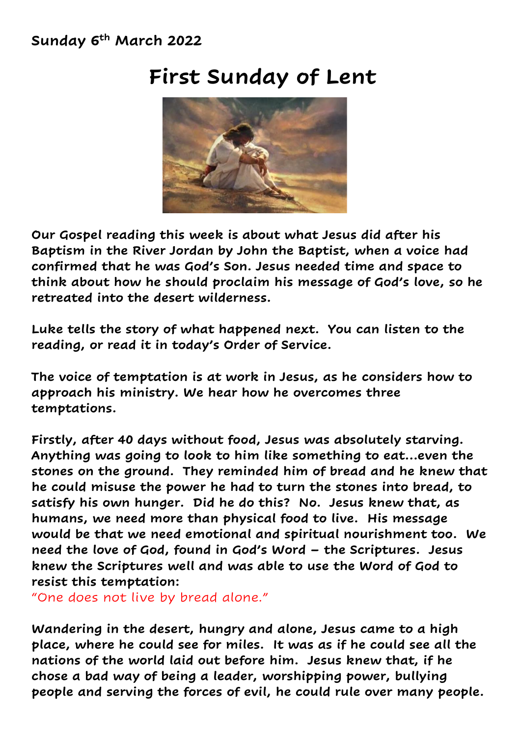**Sunday 6th March 2022**

# First Sunday of Lent

Our Gospel reading this week is about what Jesus did after his Baptism in the River Jordan by John the Baptist, when a voice had confirmed that he was God's Son. Jesus needed time and space to think about how he should proclaim his message of God's love, so he retreated into the desert wilderness.

Luke tells the story of what happened next. You can listen to the reading, or read it in today's Order of Service.

The voice of temptation is at work in Jesus, as he considers how to approach his ministry. We hear how he overcomes three temptations.

Firstly, after 40 days without food, Jesus was absolutely starving. Anything was going to look to him like something to eat…even the stones on the ground. They reminded him of bread and he knew that he could misuse the power he had to turn the stones into bread, to satisfy his own hunger. Did he do this? No. Jesus knew that, as humans, we need more than physical food to live. His message would be that we need emotional and spiritual nourishment too. We need the love of God, found in God's Word – the Scriptures. Jesus knew the Scriptures well and was able to use the Word of God to resist this temptation:
"One does not live by bread alone."

Wandering in the desert, hungry and alone, Jesus came to a high place, where he could see for miles. It was as if he could see all the nations of the world laid out before him. Jesus knew that, if he chose a bad way of being a leader, worshipping power, bullying people and serving the forces of evil, he could rule over many people.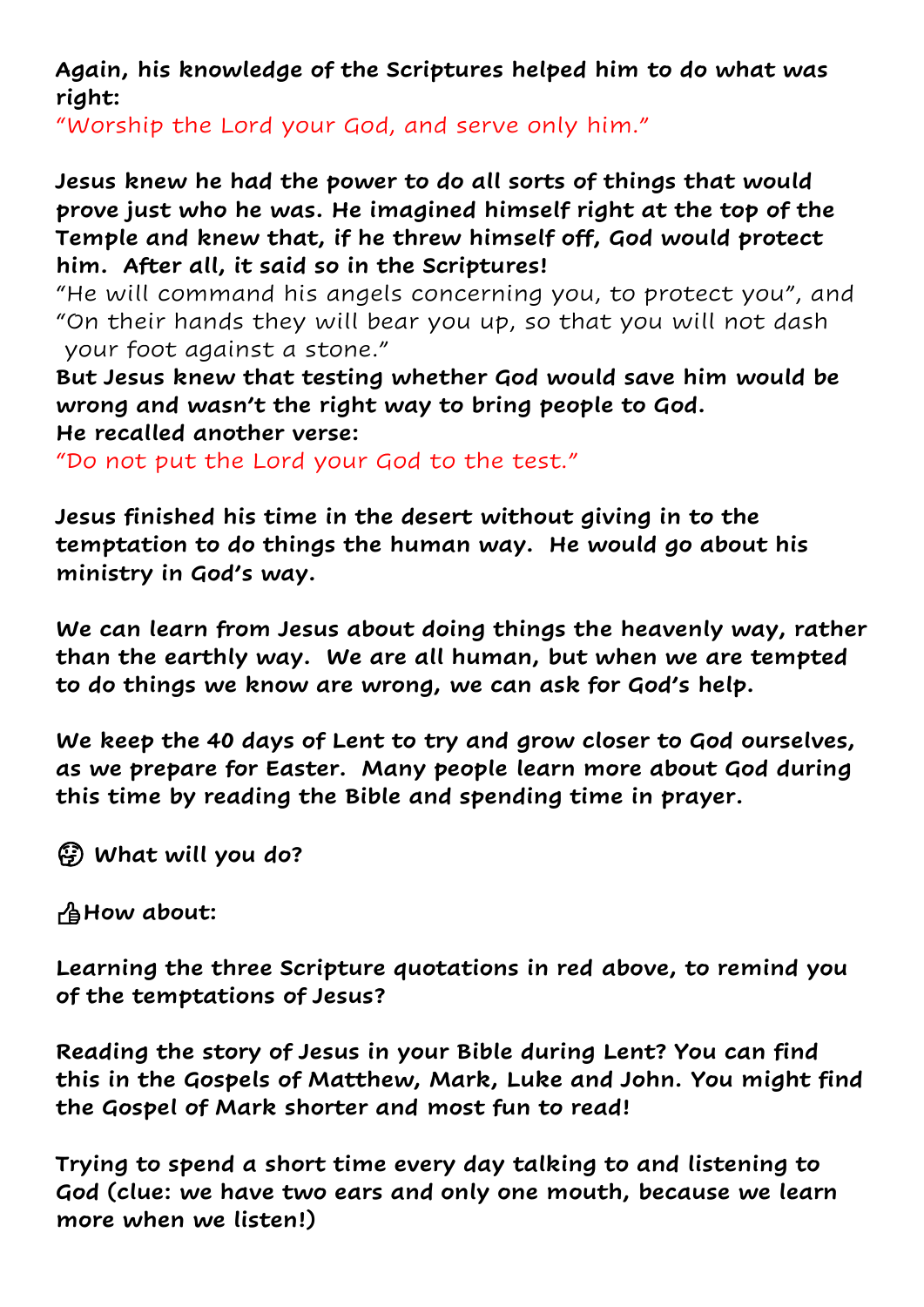**Again, his knowledge of the Scriptures helped him to do what was right:**

"Worship the Lord your God, and serve only him."

**Jesus knew he had the power to do all sorts of things that would prove just who he was. He imagined himself right at the top of the Temple and knew that, if he threw himself off, God would protect him. After all, it said so in the Scriptures!**

"He will command his angels concerning you, to protect you", and "On their hands they will bear you up, so that you will not dash your foot against a stone."

**But Jesus knew that testing whether God would save him would be wrong and wasn't the right way to bring people to God.**
**He recalled another verse:**

"Do not put the Lord your God to the test."

**Jesus finished his time in the desert without giving in to the temptation to do things the human way. He would go about his ministry in God's way.**

**We can learn from Jesus about doing things the heavenly way, rather than the earthly way. We are all human, but when we are tempted to do things we know are wrong, we can ask for God's help.**

**We keep the 40 days of Lent to try and grow closer to God ourselves, as we prepare for Easter. Many people learn more about God during this time by reading the Bible and spending time in prayer.**

🤔 **What will you do?**

👍**How about:**

**Learning the three Scripture quotations in red above, to remind you of the temptations of Jesus?**

**Reading the story of Jesus in your Bible during Lent? You can find this in the Gospels of Matthew, Mark, Luke and John. You might find the Gospel of Mark shorter and most fun to read!**

**Trying to spend a short time every day talking to and listening to God (clue: we have two ears and only one mouth, because we learn more when we listen!)**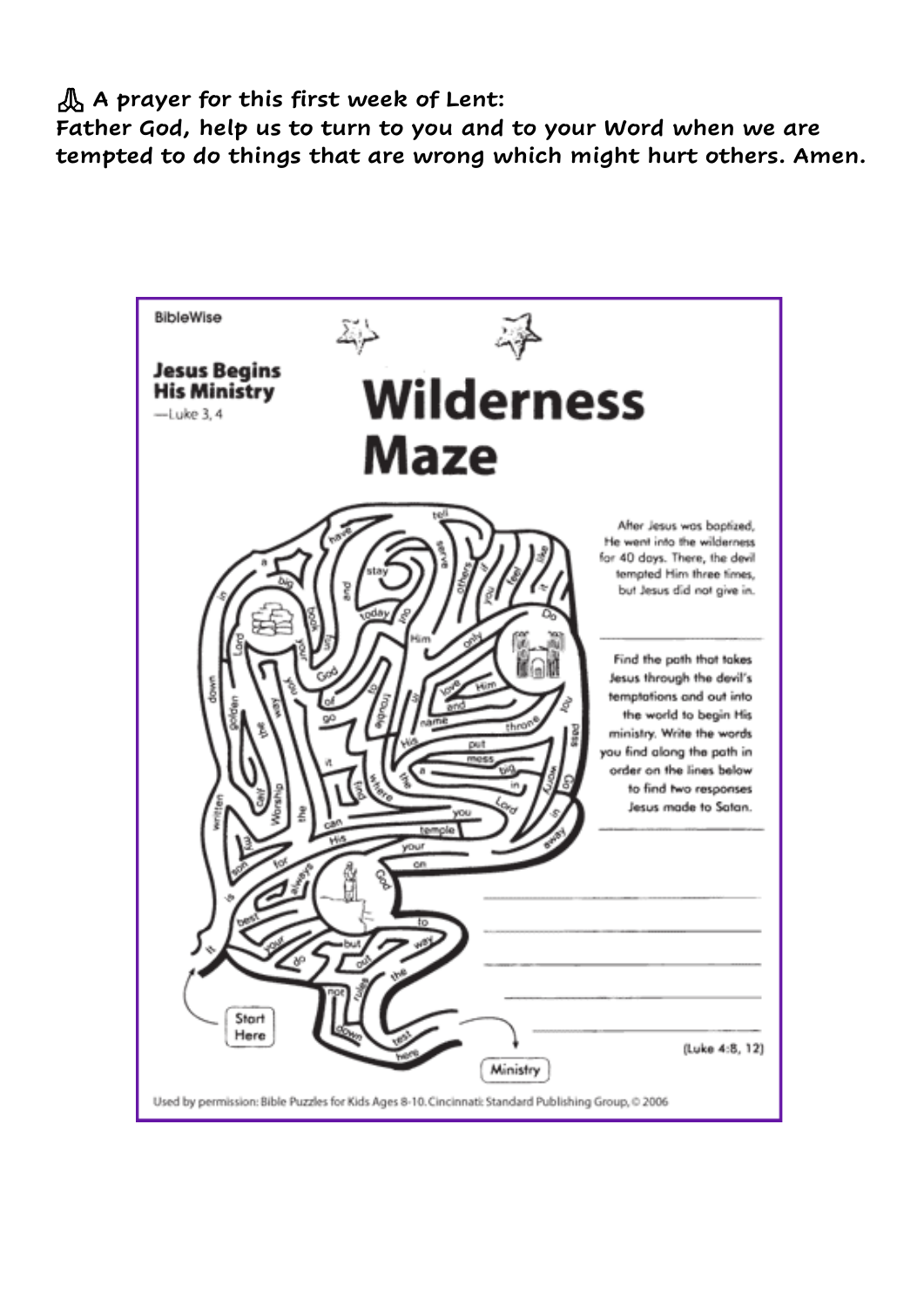🙏 **A prayer for this first week of Lent:**
**Father God, help us to turn to you and to your Word when we are tempted to do things that are wrong which might hurt others. Amen.**

BibleWise

**Jesus Begins His Ministry**
—Luke 3, 4

# Wilderness Maze

After Jesus was baptized, He went into the wilderness for 40 days. There, the devil tempted Him three times, but Jesus did not give in.

Find the path that takes Jesus through the devil's temptations and out into the world to begin His ministry. Write the words you find along the path in order on the lines below to find two responses Jesus made to Satan.

Start Here

Ministry

(Luke 4:8, 12)

Used by permission: Bible Puzzles for Kids Ages 8-10. Cincinnati: Standard Publishing Group, © 2006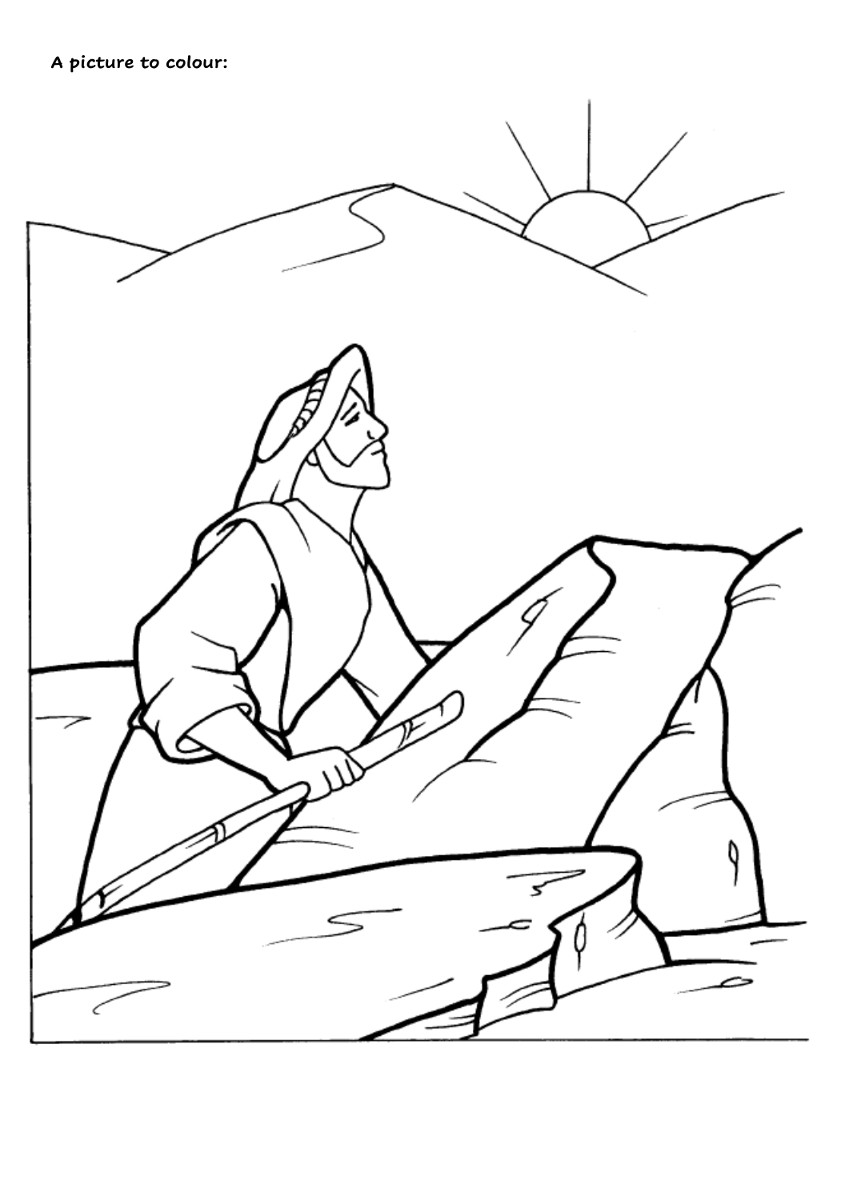**A picture to colour:**